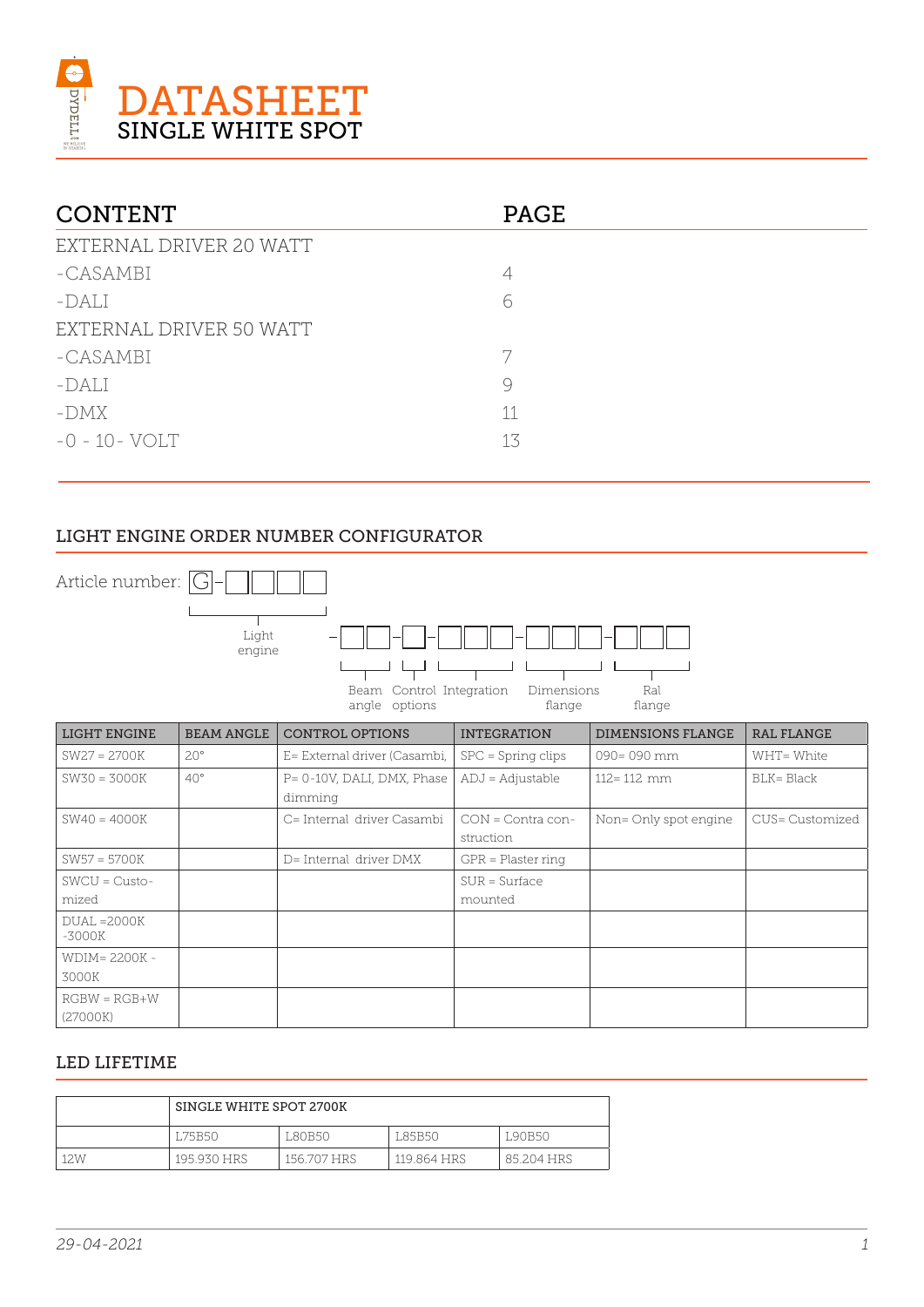# DATASHEET
## SINGLE WHITE SPOT

| CONTENT | PAGE |
|---|---|
| EXTERNAL DRIVER 20 WATT | |
| -CASAMBI | 4 |
| -DALI | 6 |
| EXTERNAL DRIVER 50 WATT | |
| -CASAMBI | 7 |
| -DALI | 9 |
| -DMX | 11 |
| -0 - 10- VOLT | 13 |

## LIGHT ENGINE ORDER NUMBER CONFIGURATOR

Article number: G – □□□□ (Light engine) – □□ (Beam angle) – □ (Control options) – □□□ (Integration) – □□□ (Dimensions flange) – □□□ (Ral flange)

| LIGHT ENGINE | BEAM ANGLE | CONTROL OPTIONS | INTEGRATION | DIMENSIONS FLANGE | RAL FLANGE |
|---|---|---|---|---|---|
| SW27 = 2700K | 20° | E= External driver (Casambi, | SPC = Spring clips | 090= 090 mm | WHT= White |
| SW30 = 3000K | 40° | P= 0-10V, DALI, DMX, Phase dimming | ADJ = Adjustable | 112= 112 mm | BLK= Black |
| SW40 = 4000K | | C= Internal driver Casambi | CON = Contra construction | Non= Only spot engine | CUS= Customized |
| SW57 = 5700K | | D= Internal driver DMX | GPR = Plaster ring | | |
| SWCU = Customized | | | SUR = Surface mounted | | |
| DUAL =2000K -3000K | | | | | |
| WDIM= 2200K - 3000K | | | | | |
| RGBW = RGB+W (27000K) | | | | | |

## LED LIFETIME

| | SINGLE WHITE SPOT 2700K | | | |
|---|---|---|---|---|
| | L75B50 | L80B50 | L85B50 | L90B50 |
| 12W | 195.930 HRS | 156.707 HRS | 119.864 HRS | 85.204 HRS |

*29-04-2021*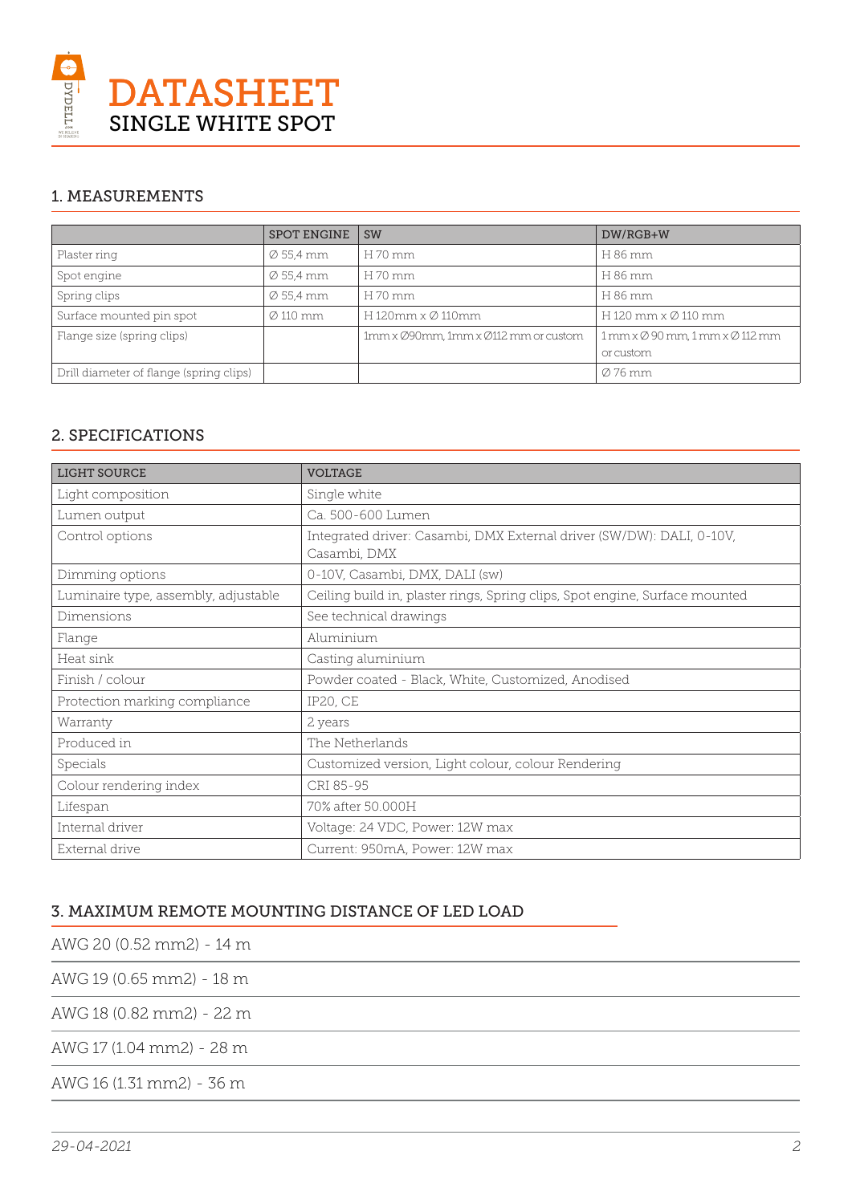# DATASHEET
SINGLE WHITE SPOT

## 1. MEASUREMENTS

| | SPOT ENGINE | SW | DW/RGB+W |
|---|---|---|---|
| Plaster ring | Ø 55,4 mm | H 70 mm | H 86 mm |
| Spot engine | Ø 55,4 mm | H 70 mm | H 86 mm |
| Spring clips | Ø 55,4 mm | H 70 mm | H 86 mm |
| Surface mounted pin spot | Ø 110 mm | H 120mm x Ø 110mm | H 120 mm x Ø 110 mm |
| Flange size (spring clips) | | 1mm x Ø90mm, 1mm x Ø112 mm or custom | 1 mm x Ø 90 mm, 1 mm x Ø 112 mm or custom |
| Drill diameter of flange (spring clips) | | | Ø 76 mm |

## 2. SPECIFICATIONS

| LIGHT SOURCE | VOLTAGE |
|---|---|
| Light composition | Single white |
| Lumen output | Ca. 500-600 Lumen |
| Control options | Integrated driver: Casambi, DMX External driver (SW/DW): DALI, 0-10V, Casambi, DMX |
| Dimming options | 0-10V, Casambi, DMX, DALI (sw) |
| Luminaire type, assembly, adjustable | Ceiling build in, plaster rings, Spring clips, Spot engine, Surface mounted |
| Dimensions | See technical drawings |
| Flange | Aluminium |
| Heat sink | Casting aluminium |
| Finish / colour | Powder coated - Black, White, Customized, Anodised |
| Protection marking compliance | IP20, CE |
| Warranty | 2 years |
| Produced in | The Netherlands |
| Specials | Customized version, Light colour, colour Rendering |
| Colour rendering index | CRI 85-95 |
| Lifespan | 70% after 50.000H |
| Internal driver | Voltage: 24 VDC, Power: 12W max |
| External drive | Current: 950mA, Power: 12W max |

## 3. MAXIMUM REMOTE MOUNTING DISTANCE OF LED LOAD

AWG 20 (0.52 mm2) - 14 m

AWG 19 (0.65 mm2) - 18 m

AWG 18 (0.82 mm2) - 22 m

AWG 17 (1.04 mm2) - 28 m

AWG 16 (1.31 mm2) - 36 m

*29-04-2021*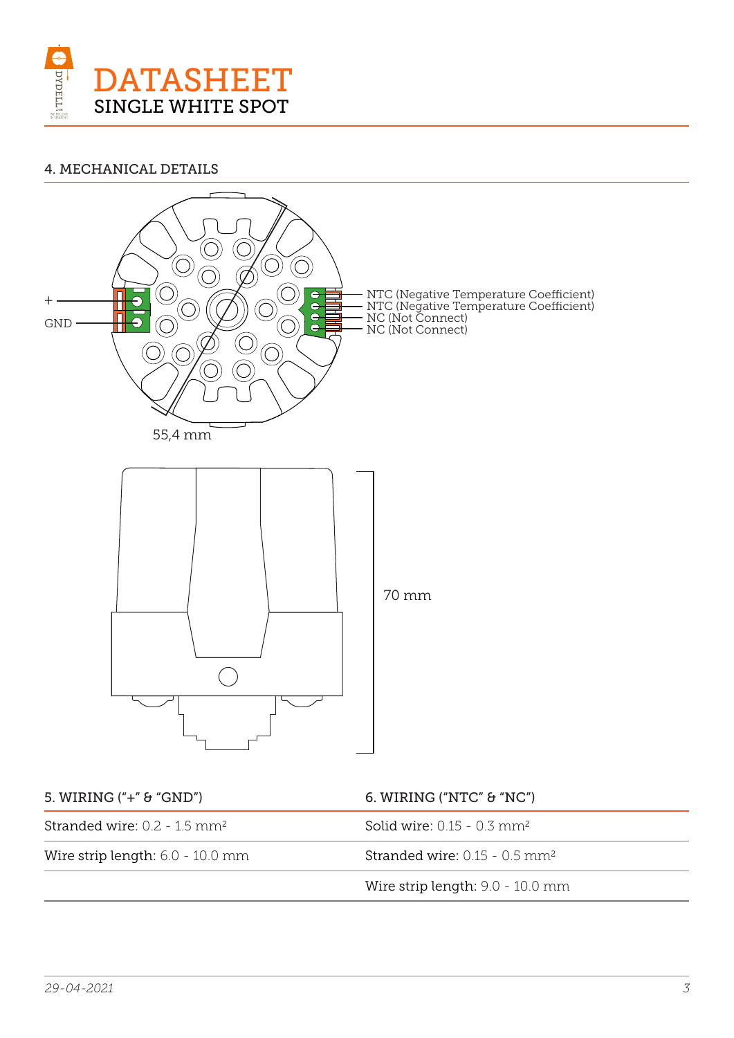## 4. MECHANICAL DETAILS

+

GND

NTC (Negative Temperature Coefficient)
NTC (Negative Temperature Coefficient)
NC (Not Connect)
NC (Not Connect)

55,4 mm

70 mm

| 5. WIRING ("+" & "GND") | 6. WIRING ("NTC" & "NC") |
|---|---|
| Stranded wire: 0.2 - 1.5 mm² | Solid wire: 0.15 - 0.3 mm² |
| Wire strip length: 6.0 - 10.0 mm | Stranded wire: 0.15 - 0.5 mm² |
| | Wire strip length: 9.0 - 10.0 mm |

*29-04-2021*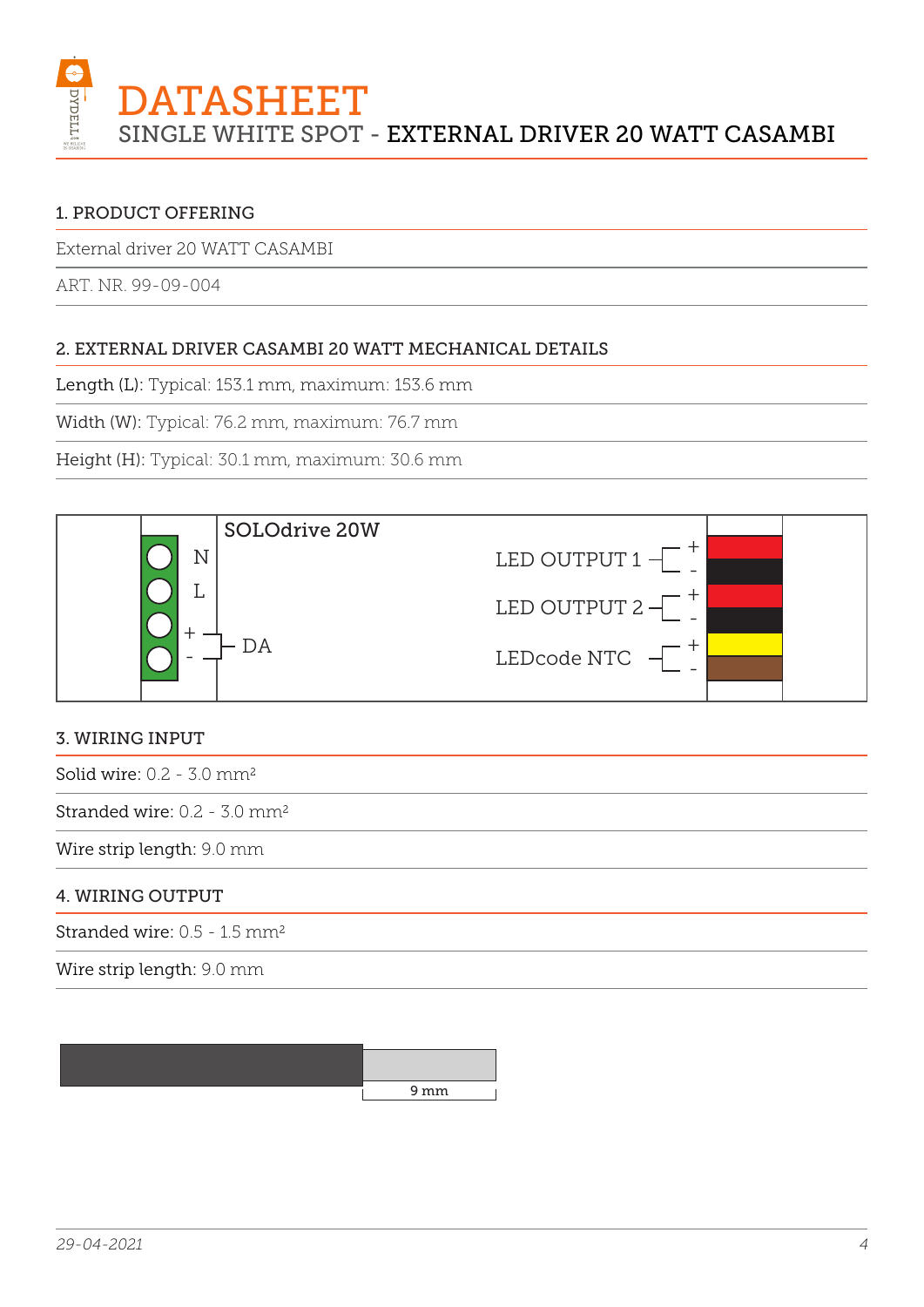# DATASHEET

SINGLE WHITE SPOT - EXTERNAL DRIVER 20 WATT CASAMBI

## 1. PRODUCT OFFERING

External driver 20 WATT CASAMBI

ART. NR. 99-09-004

## 2. EXTERNAL DRIVER CASAMBI 20 WATT MECHANICAL DETAILS

Length (L): Typical: 153.1 mm, maximum: 153.6 mm

Width (W): Typical: 76.2 mm, maximum: 76.7 mm

Height (H): Typical: 30.1 mm, maximum: 30.6 mm

SOLOdrive 20W

N
L
+ DA
-

LED OUTPUT 1 + -

LED OUTPUT 2 + -

LEDcode NTC + -

## 3. WIRING INPUT

Solid wire: 0.2 - 3.0 mm²

Stranded wire: 0.2 - 3.0 mm²

Wire strip length: 9.0 mm

## 4. WIRING OUTPUT

Stranded wire: 0.5 - 1.5 mm²

Wire strip length: 9.0 mm

9 mm

*29-04-2021*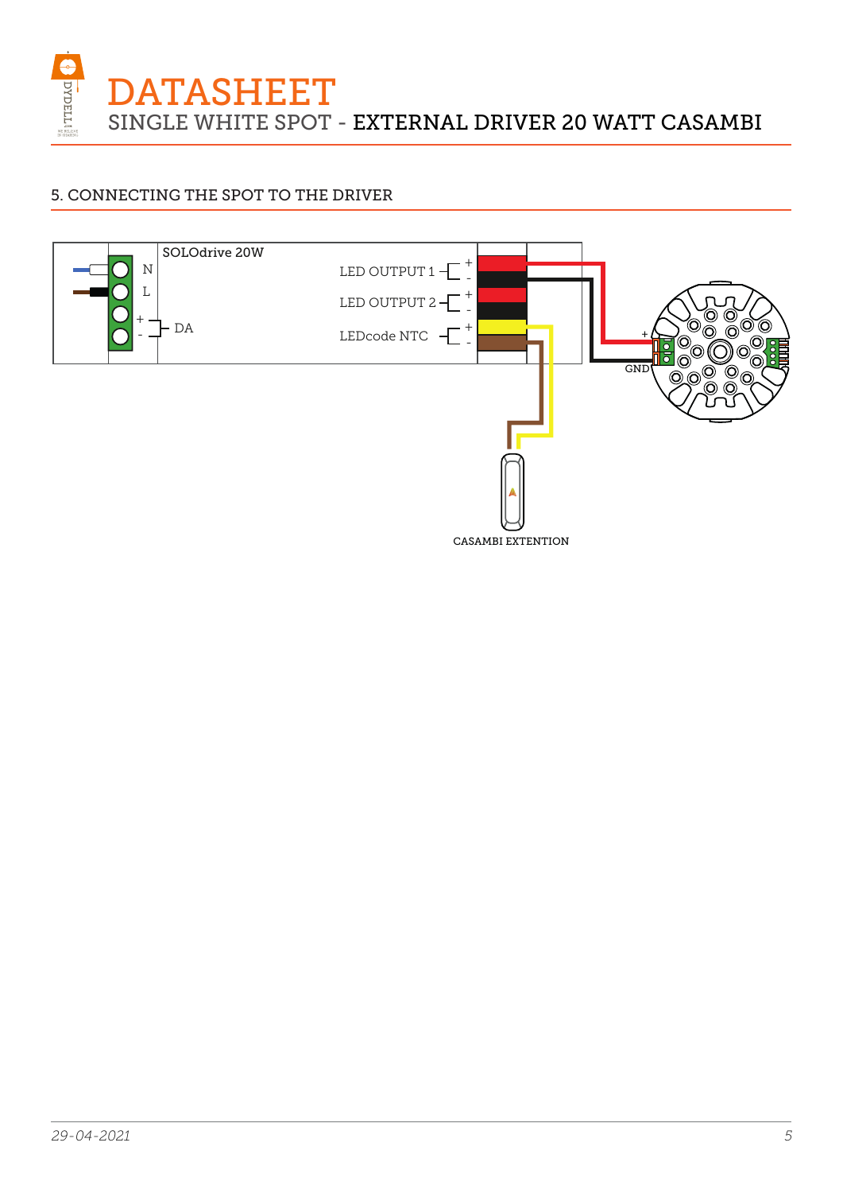# DATASHEET

SINGLE WHITE SPOT - EXTERNAL DRIVER 20 WATT CASAMBI

## 5. CONNECTING THE SPOT TO THE DRIVER

SOLOdrive 20W

N

L

+

-

DA

LED OUTPUT 1 + -

LED OUTPUT 2 + -

LEDcode NTC + -

+

GND

CASAMBI EXTENTION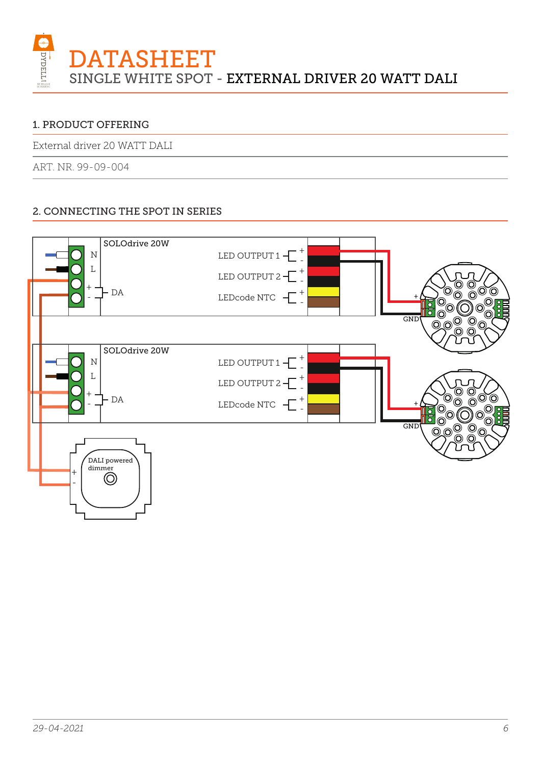# DATASHEET

SINGLE WHITE SPOT - **EXTERNAL DRIVER 20 WATT DALI**

## 1. PRODUCT OFFERING

External driver 20 WATT DALI

ART. NR. 99-09-004

## 2. CONNECTING THE SPOT IN SERIES

SOLOdrive 20W

N
L
+
-
DA

LED OUTPUT 1
LED OUTPUT 2
LEDcode NTC

+
GND

SOLOdrive 20W

N
L
+
-
DA

LED OUTPUT 1
LED OUTPUT 2
LEDcode NTC

+
GND

DALI powered dimmer

+
-

*29-04-2021*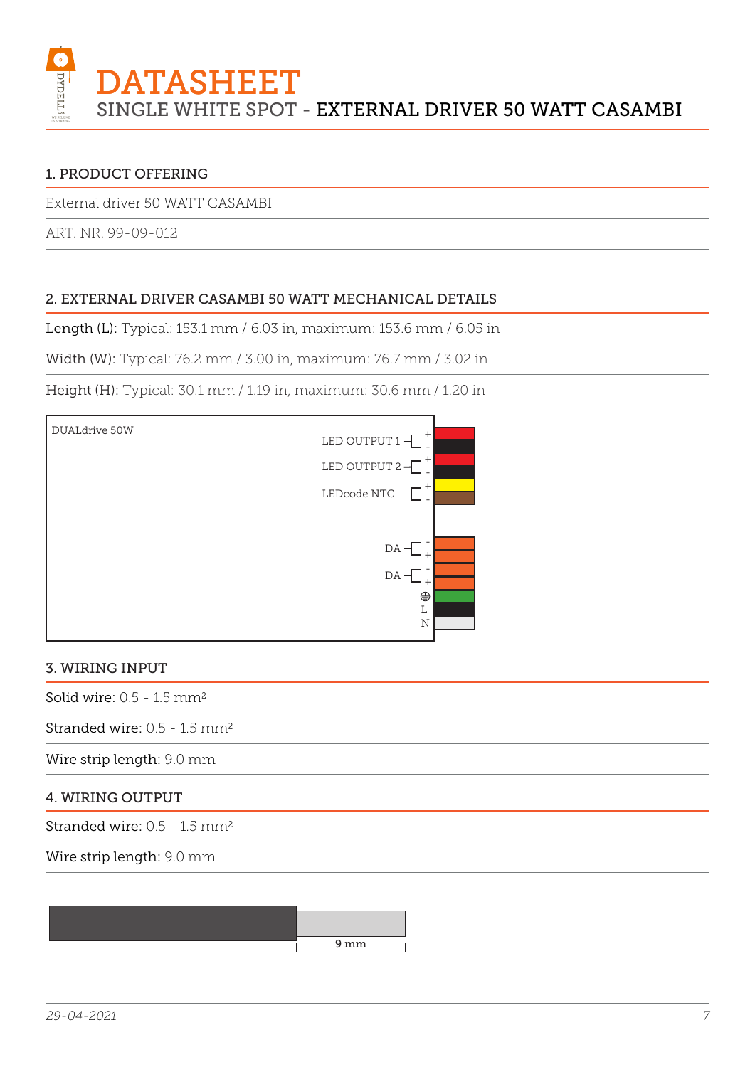# DATASHEET

SINGLE WHITE SPOT - **EXTERNAL DRIVER 50 WATT CASAMBI**

## 1. PRODUCT OFFERING

External driver 50 WATT CASAMBI

ART. NR. 99-09-012

## 2. EXTERNAL DRIVER CASAMBI 50 WATT MECHANICAL DETAILS

Length (L): Typical: 153.1 mm / 6.03 in, maximum: 153.6 mm / 6.05 in

Width (W): Typical: 76.2 mm / 3.00 in, maximum: 76.7 mm / 3.02 in

Height (H): Typical: 30.1 mm / 1.19 in, maximum: 30.6 mm / 1.20 in

DUALdrive 50W

LED OUTPUT 1 + -

LED OUTPUT 2 + -

LEDcode NTC + -

DA - +

DA - +

⏚

L

N

## 3. WIRING INPUT

Solid wire: 0.5 - 1.5 mm²

Stranded wire: 0.5 - 1.5 mm²

Wire strip length: 9.0 mm

## 4. WIRING OUTPUT

Stranded wire: 0.5 - 1.5 mm²

Wire strip length: 9.0 mm

9 mm

29-04-2021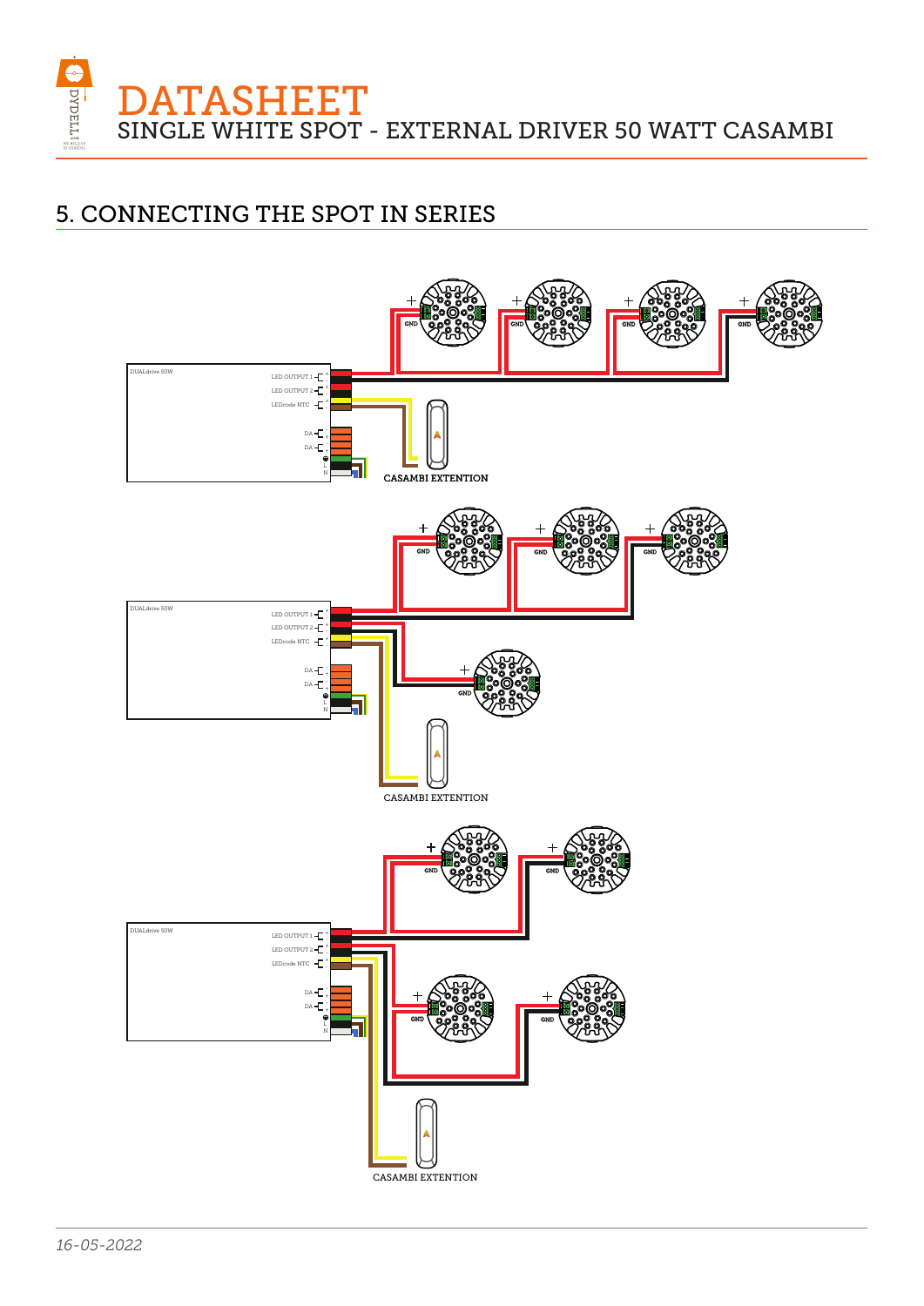## 5. CONNECTING THE SPOT IN SERIES

DUALdrive 50W

LED OUTPUT 1 +/-
LED OUTPUT 2 +/-
LEDcode NTC +/-
DA +/-
DA +/-
L
N

CASAMBI EXTENTION

DUALdrive 50W

LED OUTPUT 1 +/-
LED OUTPUT 2 +/-
LEDcode NTC +/-
DA +/-
DA +/-
L
N

CASAMBI EXTENTION

DUALdrive 50W

LED OUTPUT 1 +/-
LED OUTPUT 2 +/-
LEDcode NTC +/-
DA +/-
DA +/-
L
N

CASAMBI EXTENTION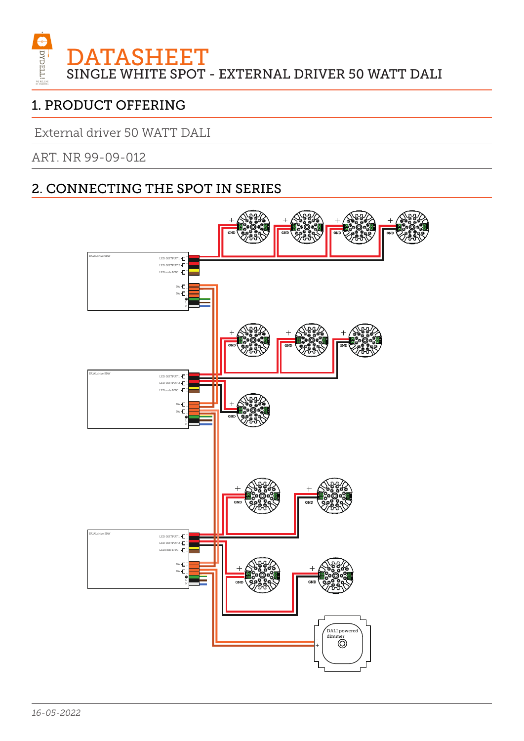# DATASHEET

SINGLE WHITE SPOT - EXTERNAL DRIVER 50 WATT DALI

## 1. PRODUCT OFFERING

External driver 50 WATT DALI

ART. NR 99-09-012

## 2. CONNECTING THE SPOT IN SERIES

16-05-2022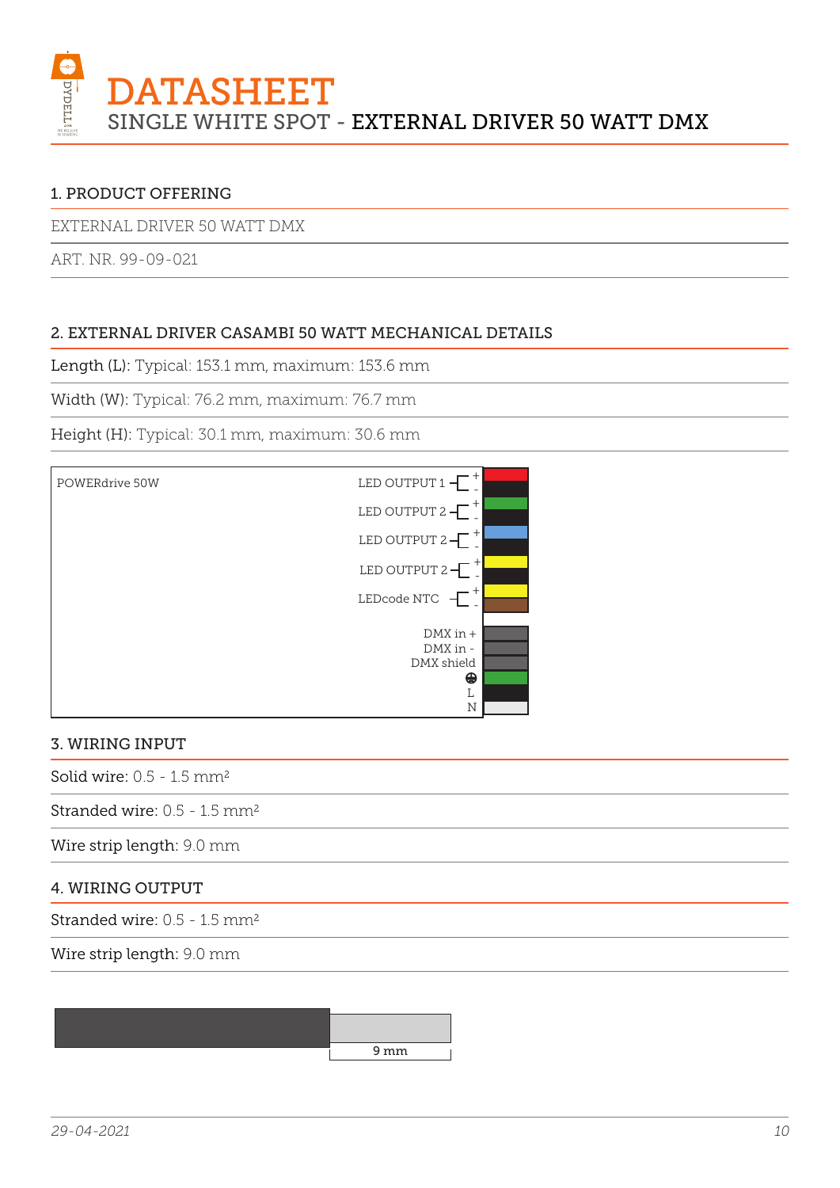# DATASHEET

SINGLE WHITE SPOT - **EXTERNAL DRIVER 50 WATT DMX**

## 1. PRODUCT OFFERING

EXTERNAL DRIVER 50 WATT DMX

ART. NR. 99-09-021

## 2. EXTERNAL DRIVER CASAMBI 50 WATT MECHANICAL DETAILS

Length (L): Typical: 153.1 mm, maximum: 153.6 mm

Width (W): Typical: 76.2 mm, maximum: 76.7 mm

Height (H): Typical: 30.1 mm, maximum: 30.6 mm

POWERdrive 50W

LED OUTPUT 1 + -

LED OUTPUT 2 + -

LED OUTPUT 2 + -

LED OUTPUT 2 + -

LEDcode NTC + -

DMX in +

DMX in -

DMX shield

⏚

L

N

## 3. WIRING INPUT

Solid wire: 0.5 - 1.5 mm²

Stranded wire: 0.5 - 1.5 mm²

Wire strip length: 9.0 mm

## 4. WIRING OUTPUT

Stranded wire: 0.5 - 1.5 mm²

Wire strip length: 9.0 mm

9 mm

*29-04-2021*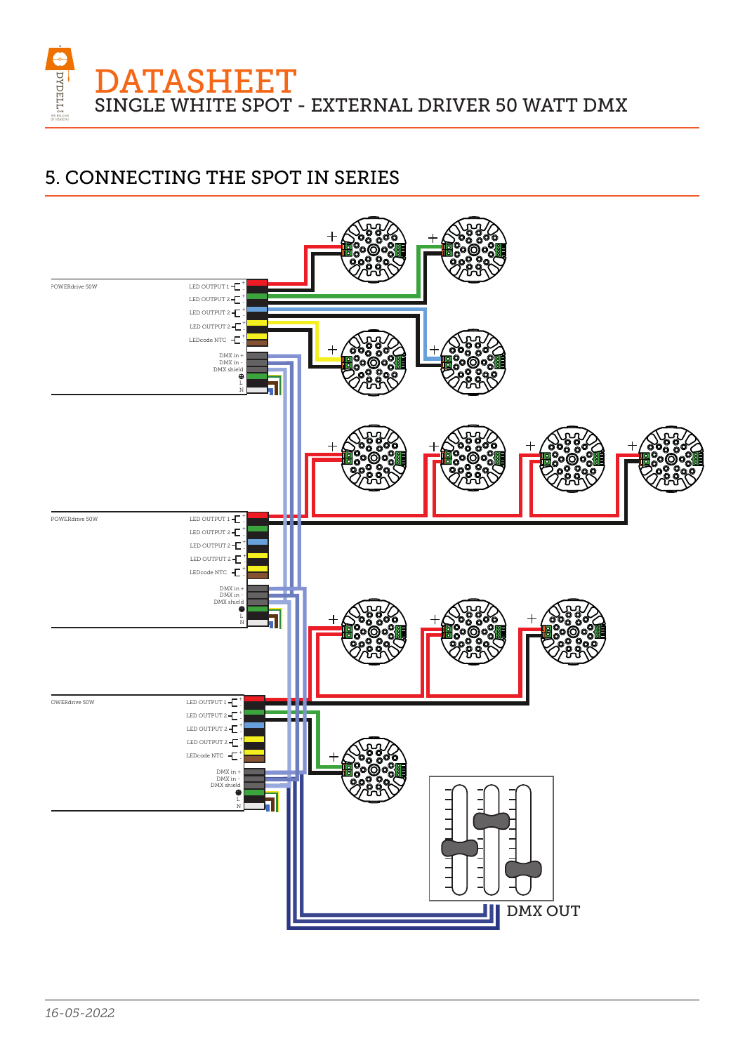# 5. CONNECTING THE SPOT IN SERIES

POWERdrive 50W

LED OUTPUT 1
LED OUTPUT 2
LED OUTPUT 2
LED OUTPUT 2
LEDcode NTC

DMX in +
DMX in -
DMX shield
L
N

POWERdrive 50W

LED OUTPUT 1
LED OUTPUT 2
LED OUTPUT 2
LED OUTPUT 2
LEDcode NTC

DMX in +
DMX in -
DMX shield
L
N

OWERdrive 50W

LED OUTPUT 1
LED OUTPUT 2
LED OUTPUT 2
LED OUTPUT 2
LEDcode NTC

DMX in +
DMX in -
DMX shield
L
N

DMX OUT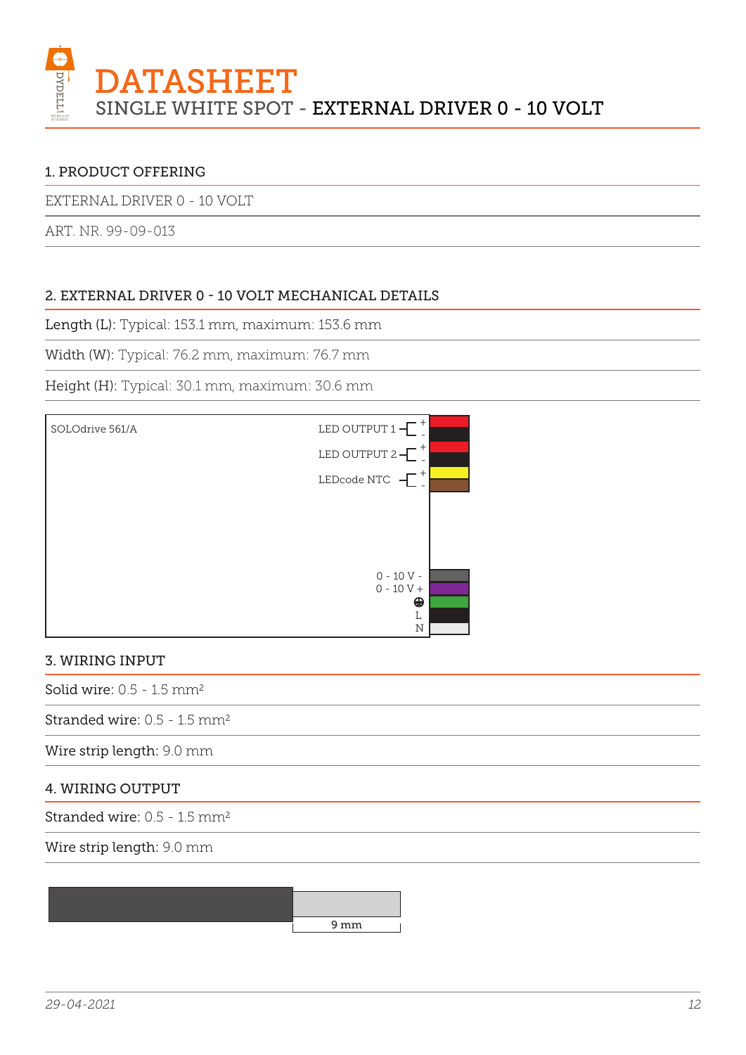# DATASHEET

SINGLE WHITE SPOT - **EXTERNAL DRIVER 0 - 10 VOLT**

## 1. PRODUCT OFFERING

EXTERNAL DRIVER 0 - 10 VOLT

ART. NR. 99-09-013

## 2. EXTERNAL DRIVER 0 - 10 VOLT MECHANICAL DETAILS

Length (L): Typical: 153.1 mm, maximum: 153.6 mm

Width (W): Typical: 76.2 mm, maximum: 76.7 mm

Height (H): Typical: 30.1 mm, maximum: 30.6 mm

SOLOdrive 561/A

LED OUTPUT 1 + -

LED OUTPUT 2 + -

LEDcode NTC + -

0 - 10 V -

0 - 10 V +

⏚

L

N

## 3. WIRING INPUT

Solid wire: 0.5 - 1.5 mm²

Stranded wire: 0.5 - 1.5 mm²

Wire strip length: 9.0 mm

## 4. WIRING OUTPUT

Stranded wire: 0.5 - 1.5 mm²

Wire strip length: 9.0 mm

9 mm

29-04-2021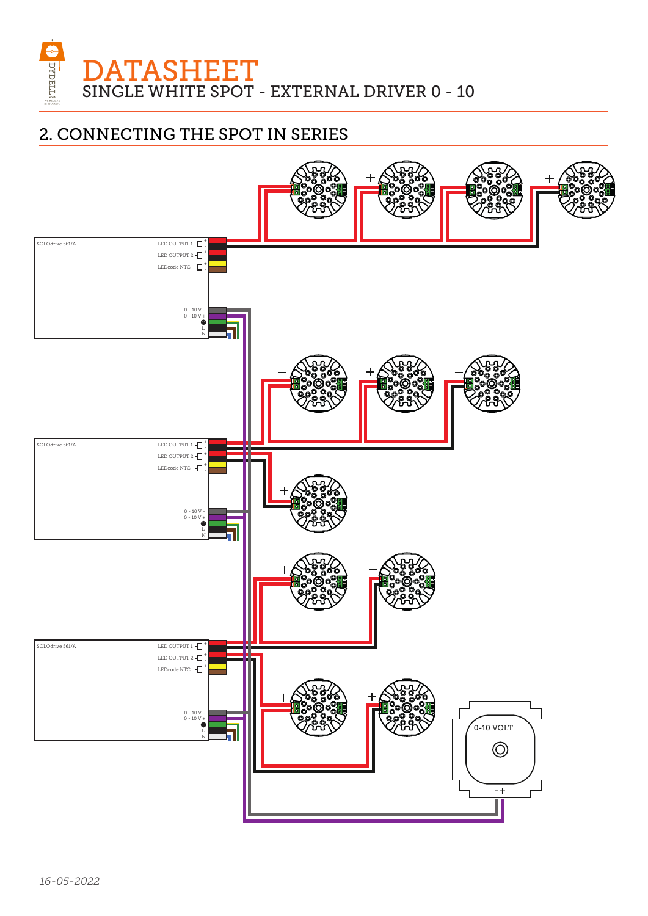# DATASHEET

SINGLE WHITE SPOT - EXTERNAL DRIVER 0 - 10

## 2. CONNECTING THE SPOT IN SERIES

SOLOdrive 561/A

LED OUTPUT 1

LED OUTPUT 2

LEDcode NTC

0 - 10 V -

0 - 10 V +

L

N

SOLOdrive 561/A

LED OUTPUT 1

LED OUTPUT 2

LEDcode NTC

0 - 10 V -

0 - 10 V +

L

N

SOLOdrive 561/A

LED OUTPUT 1

LED OUTPUT 2

LEDcode NTC

0 - 10 V -

0 - 10 V +

L

N

0-10 VOLT

- +

*16-05-2022*